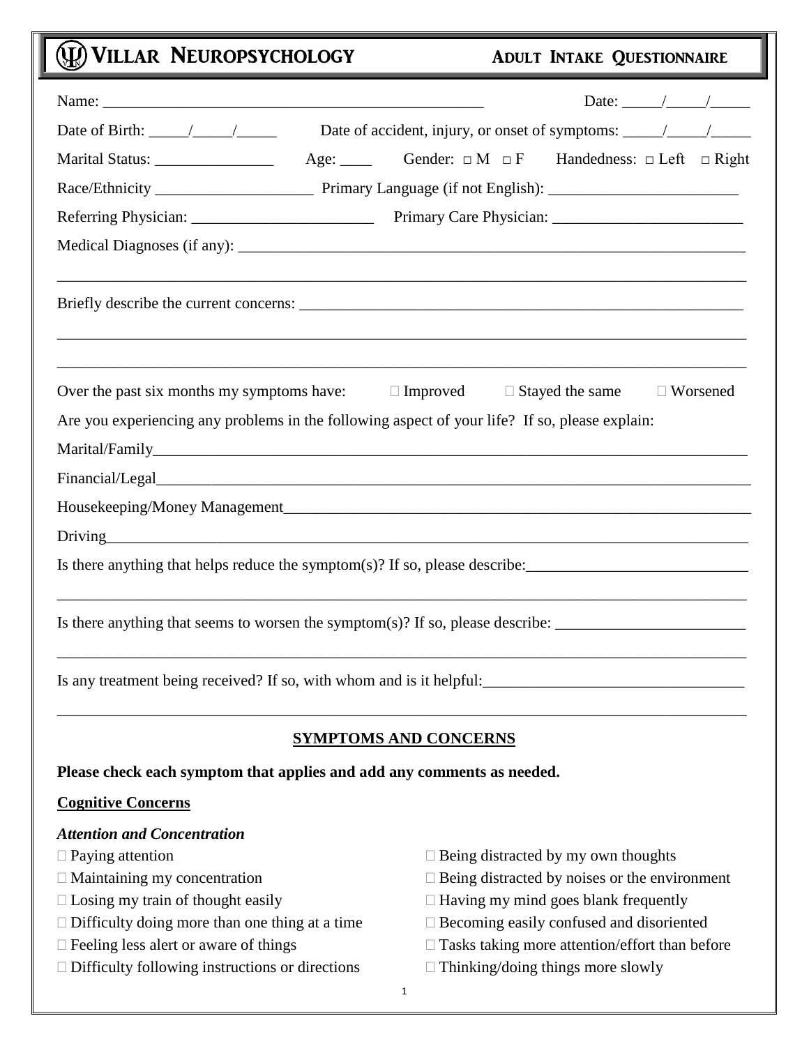# VILLAR NEUROPSYCHOLOGY — ADULT INTAKE QUESTIONNAIRE

Name: ______________________________________________ Date: _____/_____/_____

Date of Birth: _____/_____/_____ Date of accident, injury, or onset of symptoms: _____/_____/_____

Marital Status: _______________ Age: ____ Gender: □ M □ F Handedness: □ Left □ Right

Race/Ethnicity ____________________ Primary Language (if not English): ________________________

Referring Physician: ______________________ Primary Care Physician: ________________________

Medical Diagnoses (if any): ______________________________________________________________

_________________________________________________________________________________

Briefly describe the current concerns: ______________________________________________________

_________________________________________________________________________________

_________________________________________________________________________________

Over the past six months my symptoms have: □ Improved □ Stayed the same □ Worsened

Are you experiencing any problems in the following aspect of your life? If so, please explain:

Marital/Family_____________________________________________________________________

Financial/Legal_____________________________________________________________________

Housekeeping/Money Management_______________________________________________________

Driving__________________________________________________________________________

Is there anything that helps reduce the symptom(s)? If so, please describe:___________________________

_________________________________________________________________________________

Is there anything that seems to worsen the symptom(s)? If so, please describe: ________________________

_________________________________________________________________________________

Is any treatment being received? If so, with whom and is it helpful:________________________________

_________________________________________________________________________________

## SYMPTOMS AND CONCERNS

**Please check each symptom that applies and add any comments as needed.**

### Cognitive Concerns

***Attention and Concentration***

- □ Paying attention
- □ Maintaining my concentration
- □ Losing my train of thought easily
- □ Difficulty doing more than one thing at a time
- □ Feeling less alert or aware of things
- □ Difficulty following instructions or directions
- □ Being distracted by my own thoughts
- □ Being distracted by noises or the environment
- □ Having my mind goes blank frequently
- □ Becoming easily confused and disoriented
- □ Tasks taking more attention/effort than before
- □ Thinking/doing things more slowly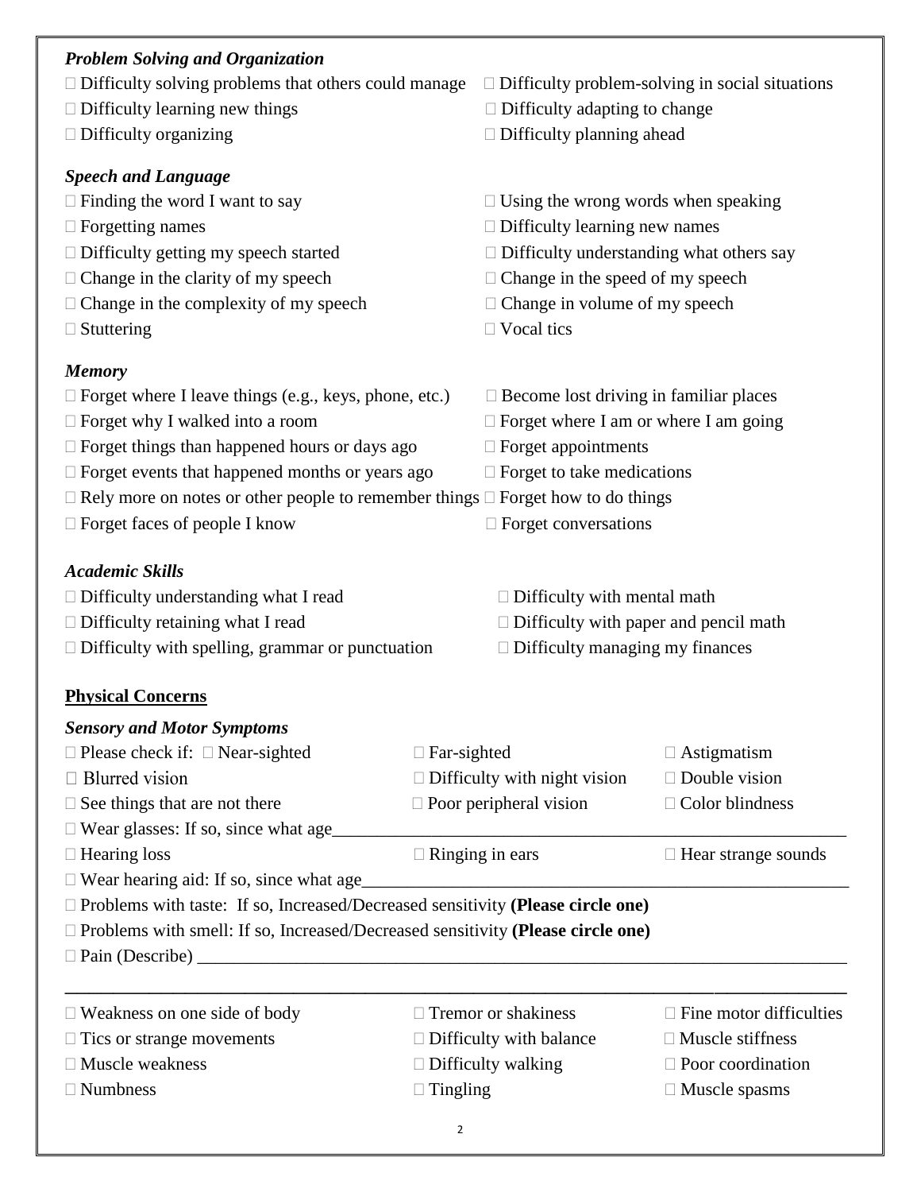### *Problem Solving and Organization*

- ☐ Difficulty solving problems that others could manage
- ☐ Difficulty problem-solving in social situations
- ☐ Difficulty learning new things
- ☐ Difficulty adapting to change
- ☐ Difficulty organizing
- ☐ Difficulty planning ahead

### *Speech and Language*

- ☐ Finding the word I want to say
- ☐ Using the wrong words when speaking
- ☐ Forgetting names
- ☐ Difficulty learning new names
- ☐ Difficulty getting my speech started
- ☐ Difficulty understanding what others say
- ☐ Change in the clarity of my speech
- ☐ Change in the speed of my speech
- ☐ Change in the complexity of my speech
- ☐ Change in volume of my speech
- ☐ Stuttering
- ☐ Vocal tics

### *Memory*

- ☐ Forget where I leave things (e.g., keys, phone, etc.)
- ☐ Become lost driving in familiar places
- ☐ Forget why I walked into a room
- ☐ Forget where I am or where I am going
- ☐ Forget things than happened hours or days ago
- ☐ Forget appointments
- ☐ Forget events that happened months or years ago
- ☐ Forget to take medications
- ☐ Rely more on notes or other people to remember things
- ☐ Forget how to do things
- ☐ Forget faces of people I know
- ☐ Forget conversations

### *Academic Skills*

- ☐ Difficulty understanding what I read
- ☐ Difficulty with mental math
- ☐ Difficulty retaining what I read
- ☐ Difficulty with paper and pencil math
- ☐ Difficulty with spelling, grammar or punctuation
- ☐ Difficulty managing my finances

## **Physical Concerns**

### *Sensory and Motor Symptoms*

- ☐ Please check if: ☐ Near-sighted ☐ Far-sighted ☐ Astigmatism
- ☐ Blurred vision
- ☐ Difficulty with night vision
- ☐ Double vision
- ☐ See things that are not there
- ☐ Poor peripheral vision
- ☐ Color blindness
- ☐ Wear glasses: If so, since what age\_\_\_\_\_\_\_\_\_\_\_\_\_\_\_\_\_\_\_\_\_\_\_\_\_\_\_\_\_\_\_\_\_\_\_\_\_\_\_\_\_\_\_\_\_\_\_\_
- ☐ Hearing loss
- ☐ Ringing in ears
- ☐ Hear strange sounds
- ☐ Wear hearing aid: If so, since what age\_\_\_\_\_\_\_\_\_\_\_\_\_\_\_\_\_\_\_\_\_\_\_\_\_\_\_\_\_\_\_\_\_\_\_\_\_\_\_\_\_\_\_\_\_\_
- ☐ Problems with taste: If so, Increased/Decreased sensitivity **(Please circle one)**
- ☐ Problems with smell: If so, Increased/Decreased sensitivity **(Please circle one)**
- ☐ Pain (Describe) \_\_\_\_\_\_\_\_\_\_\_\_\_\_\_\_\_\_\_\_\_\_\_\_\_\_\_\_\_\_\_\_\_\_\_\_\_\_\_\_\_\_\_\_\_\_\_\_\_\_\_\_\_\_\_\_\_\_\_\_\_\_\_\_\_\_

\_\_\_\_\_\_\_\_\_\_\_\_\_\_\_\_\_\_\_\_\_\_\_\_\_\_\_\_\_\_\_\_\_\_\_\_\_\_\_\_\_\_\_\_\_\_\_\_\_\_\_\_\_\_\_\_\_\_\_\_\_\_\_\_\_\_\_\_\_\_\_\_\_\_\_\_\_\_\_\_\_\_\_\_

- ☐ Weakness on one side of body
- ☐ Tremor or shakiness
- ☐ Fine motor difficulties
- ☐ Tics or strange movements
- ☐ Difficulty with balance
- ☐ Muscle stiffness
- ☐ Muscle weakness
- ☐ Difficulty walking
- ☐ Poor coordination
- ☐ Numbness
- ☐ Tingling
- ☐ Muscle spasms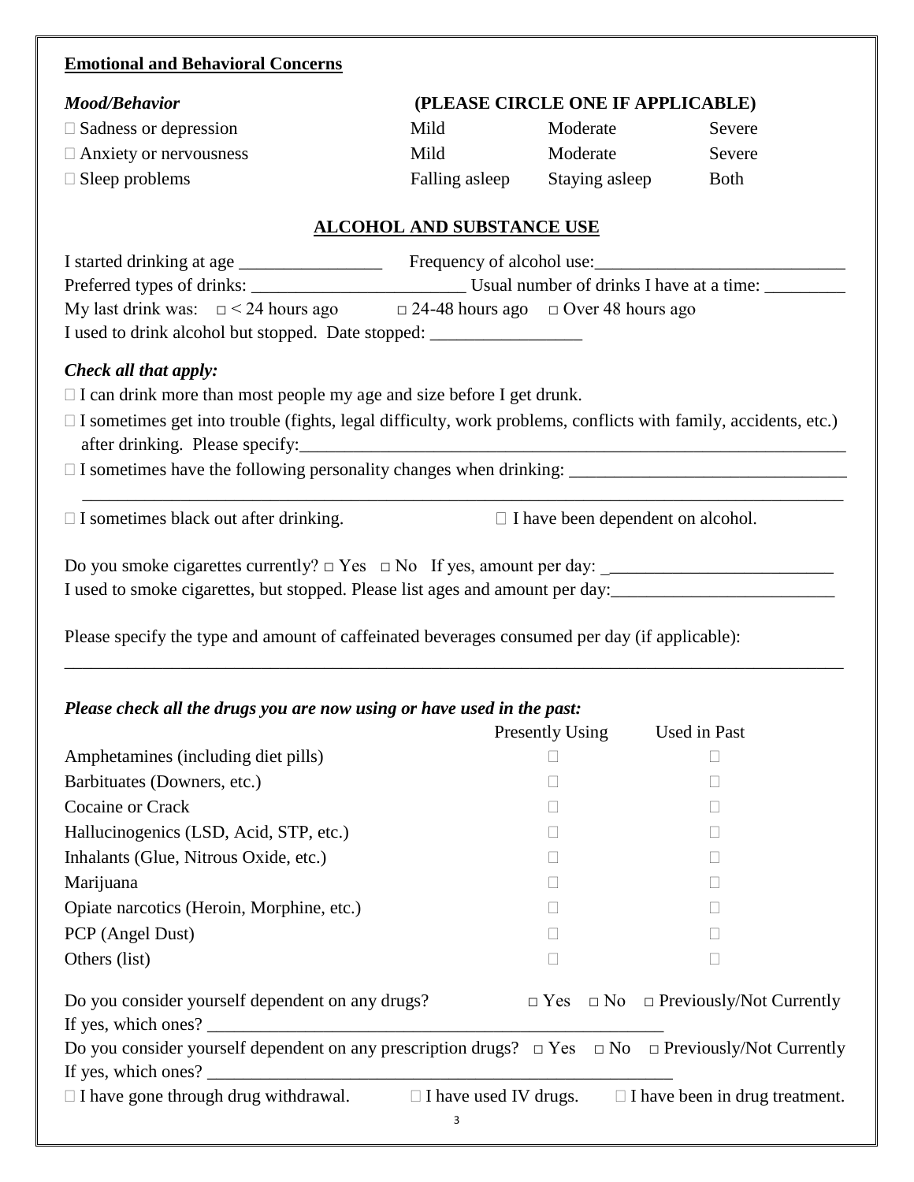**Emotional and Behavioral Concerns**

| *Mood/Behavior* | **(PLEASE CIRCLE ONE IF APPLICABLE)** | | |
|---|---|---|---|
| □ Sadness or depression | Mild | Moderate | Severe |
| □ Anxiety or nervousness | Mild | Moderate | Severe |
| □ Sleep problems | Falling asleep | Staying asleep | Both |

## ALCOHOL AND SUBSTANCE USE

I started drinking at age ________________ Frequency of alcohol use:____________________________

Preferred types of drinks: ________________________ Usual number of drinks I have at a time: _________

My last drink was: □ < 24 hours ago □ 24-48 hours ago □ Over 48 hours ago

I used to drink alcohol but stopped. Date stopped: _________________

***Check all that apply:***

□ I can drink more than most people my age and size before I get drunk.

□ I sometimes get into trouble (fights, legal difficulty, work problems, conflicts with family, accidents, etc.) after drinking. Please specify:_______________________________________________________________

□ I sometimes have the following personality changes when drinking: _______________________________

_____________________________________________________________________________________

□ I sometimes black out after drinking. □ I have been dependent on alcohol.

Do you smoke cigarettes currently? □ Yes □ No If yes, amount per day: __________________________

I used to smoke cigarettes, but stopped. Please list ages and amount per day:_________________________

Please specify the type and amount of caffeinated beverages consumed per day (if applicable):

_____________________________________________________________________________________

***Please check all the drugs you are now using or have used in the past:***

| | Presently Using | Used in Past |
|---|---|---|
| Amphetamines (including diet pills) | □ | □ |
| Barbituates (Downers, etc.) | □ | □ |
| Cocaine or Crack | □ | □ |
| Hallucinogenics (LSD, Acid, STP, etc.) | □ | □ |
| Inhalants (Glue, Nitrous Oxide, etc.) | □ | □ |
| Marijuana | □ | □ |
| Opiate narcotics (Heroin, Morphine, etc.) | □ | □ |
| PCP (Angel Dust) | □ | □ |
| Others (list) | □ | □ |

Do you consider yourself dependent on any drugs? □ Yes □ No □ Previously/Not Currently

If yes, which ones? _____________________________________________________

Do you consider yourself dependent on any prescription drugs? □ Yes □ No □ Previously/Not Currently

If yes, which ones? ______________________________________________________

□ I have gone through drug withdrawal. □ I have used IV drugs. □ I have been in drug treatment.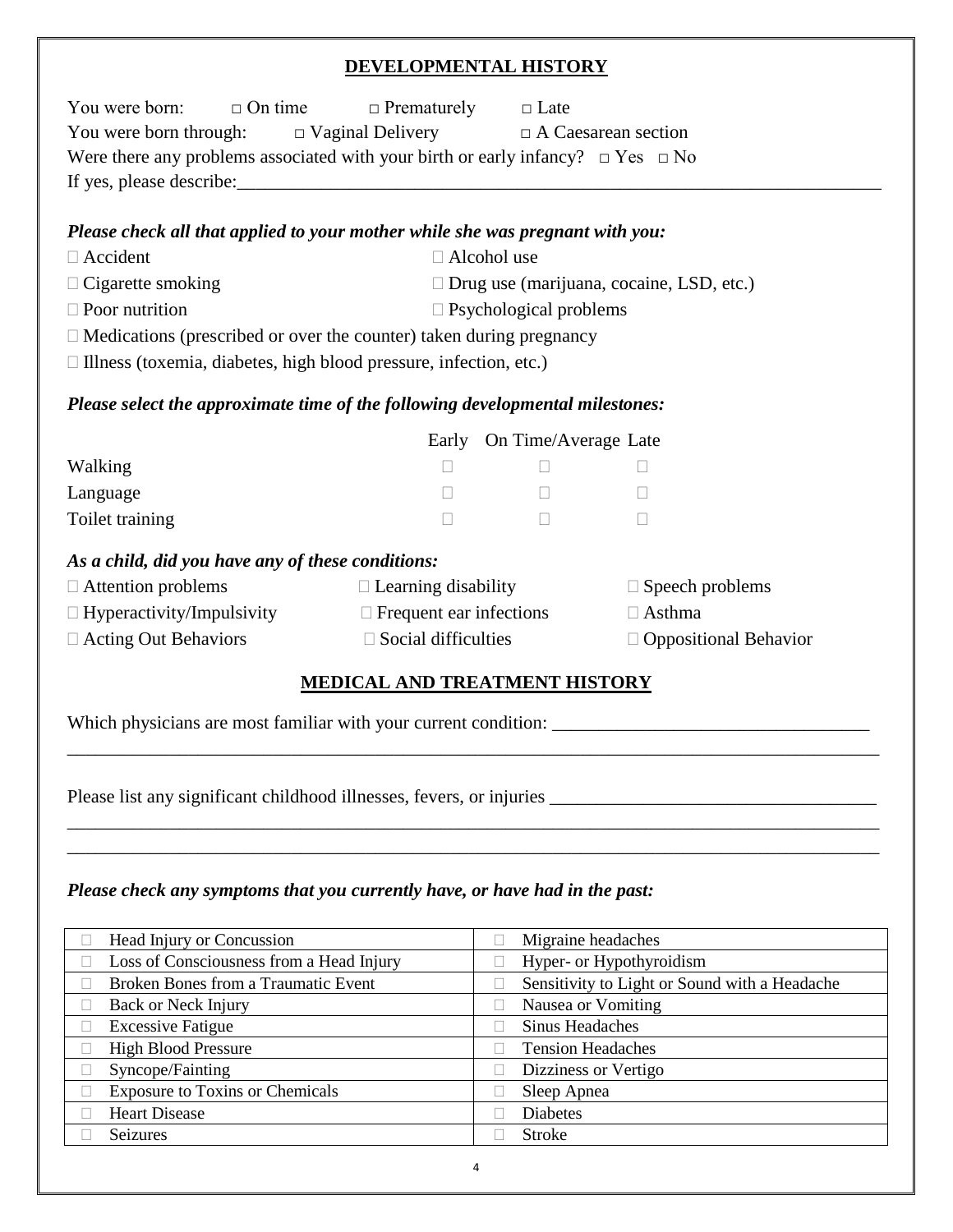## DEVELOPMENTAL HISTORY

You were born: □ On time □ Prematurely □ Late

You were born through: □ Vaginal Delivery □ A Caesarean section

Were there any problems associated with your birth or early infancy? □ Yes □ No

If yes, please describe:___________________________________________________________________________

***Please check all that applied to your mother while she was pregnant with you:***

- □ Accident
- □ Alcohol use
- □ Cigarette smoking
- □ Drug use (marijuana, cocaine, LSD, etc.)
- □ Poor nutrition
- □ Psychological problems
- □ Medications (prescribed or over the counter) taken during pregnancy
- □ Illness (toxemia, diabetes, high blood pressure, infection, etc.)

***Please select the approximate time of the following developmental milestones:***

| | Early | On Time/Average | Late |
|---|---|---|---|
| Walking | □ | □ | □ |
| Language | □ | □ | □ |
| Toilet training | □ | □ | □ |

***As a child, did you have any of these conditions:***

- □ Attention problems
- □ Learning disability
- □ Speech problems
- □ Hyperactivity/Impulsivity
- □ Frequent ear infections
- □ Asthma
- □ Acting Out Behaviors
- □ Social difficulties
- □ Oppositional Behavior

## MEDICAL AND TREATMENT HISTORY

Which physicians are most familiar with your current condition: ___________________________________

_____________________________________________________________________________________________

Please list any significant childhood illnesses, fevers, or injuries ____________________________________

_____________________________________________________________________________________________

_____________________________________________________________________________________________

***Please check any symptoms that you currently have, or have had in the past:***

| | |
|---|---|
| □ Head Injury or Concussion | □ Migraine headaches |
| □ Loss of Consciousness from a Head Injury | □ Hyper- or Hypothyroidism |
| □ Broken Bones from a Traumatic Event | □ Sensitivity to Light or Sound with a Headache |
| □ Back or Neck Injury | □ Nausea or Vomiting |
| □ Excessive Fatigue | □ Sinus Headaches |
| □ High Blood Pressure | □ Tension Headaches |
| □ Syncope/Fainting | □ Dizziness or Vertigo |
| □ Exposure to Toxins or Chemicals | □ Sleep Apnea |
| □ Heart Disease | □ Diabetes |
| □ Seizures | □ Stroke |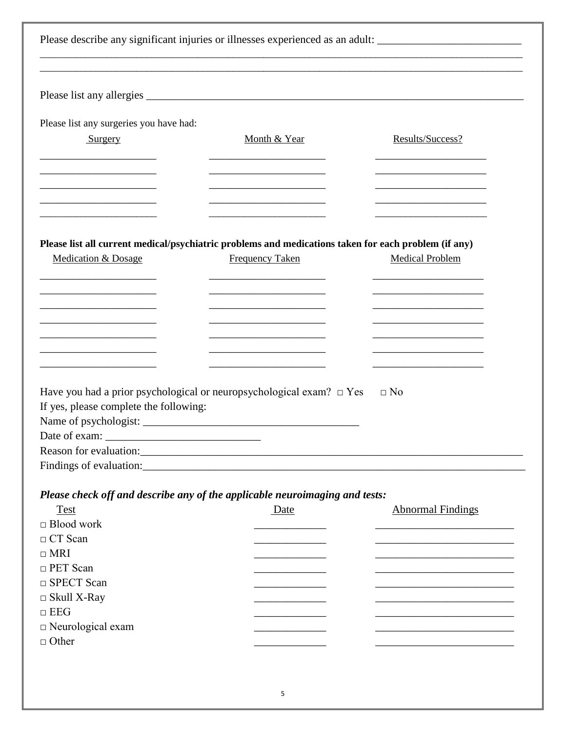Please describe any significant injuries or illnesses experienced as an adult: ___________________________

___________________________________________________________________________________________

___________________________________________________________________________________________

Please list any allergies ___________________________________________________________________________

Please list any surgeries you have had:

| Surgery | Month & Year | Results/Success? |
| --- | --- | --- |
| | | |
| | | |
| | | |
| | | |
| | | |

**Please list all current medical/psychiatric problems and medications taken for each problem (if any)**

| Medication & Dosage | Frequency Taken | Medical Problem |
| --- | --- | --- |
| | | |
| | | |
| | | |
| | | |
| | | |
| | | |
| | | |

Have you had a prior psychological or neuropsychological exam? □ Yes □ No

If yes, please complete the following:

Name of psychologist: ________________________________________

Date of exam: ____________________________

Reason for evaluation:_____________________________________________________________________________

Findings of evaluation:_____________________________________________________________________________

***Please check off and describe any of the applicable neuroimaging and tests:***

| Test | Date | Abnormal Findings |
| --- | --- | --- |
| □ Blood work | | |
| □ CT Scan | | |
| □ MRI | | |
| □ PET Scan | | |
| □ SPECT Scan | | |
| □ Skull X-Ray | | |
| □ EEG | | |
| □ Neurological exam | | |
| □ Other | | |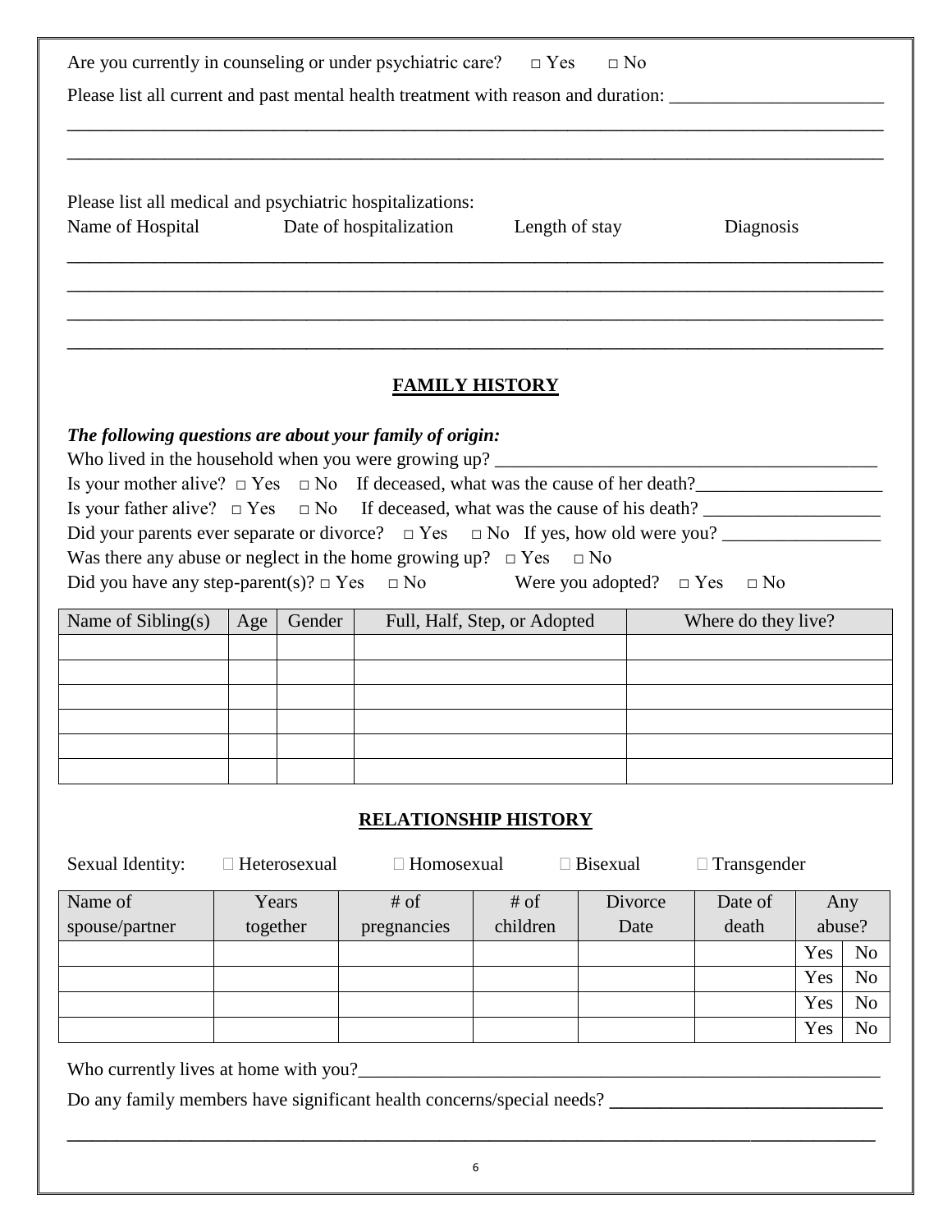Are you currently in counseling or under psychiatric care? □ Yes □ No

Please list all current and past mental health treatment with reason and duration: ______________________

_____________________________________________________________________________________

_____________________________________________________________________________________

Please list all medical and psychiatric hospitalizations:

Name of Hospital          Date of hospitalization          Length of stay          Diagnosis

_____________________________________________________________________________________

_____________________________________________________________________________________

_____________________________________________________________________________________

_____________________________________________________________________________________

## FAMILY HISTORY

***The following questions are about your family of origin:***

Who lived in the household when you were growing up? __________________________________________

Is your mother alive? □ Yes □ No If deceased, what was the cause of her death?____________________

Is your father alive? □ Yes □ No If deceased, what was the cause of his death? ___________________

Did your parents ever separate or divorce? □ Yes □ No If yes, how old were you? _________________

Was there any abuse or neglect in the home growing up? □ Yes □ No

Did you have any step-parent(s)? □ Yes □ No          Were you adopted? □ Yes □ No

| Name of Sibling(s) | Age | Gender | Full, Half, Step, or Adopted | Where do they live? |
|---|---|---|---|---|
| | | | | |
| | | | | |
| | | | | |
| | | | | |
| | | | | |
| | | | | |

## RELATIONSHIP HISTORY

Sexual Identity: □ Heterosexual □ Homosexual □ Bisexual □ Transgender

| Name of spouse/partner | Years together | # of pregnancies | # of children | Divorce Date | Date of death | Any abuse? | |
|---|---|---|---|---|---|---|---|
| | | | | | | Yes | No |
| | | | | | | Yes | No |
| | | | | | | Yes | No |
| | | | | | | Yes | No |

Who currently lives at home with you?__________________________________________________________

Do any family members have significant health concerns/special needs? ____________________________

_____________________________________________________________________________________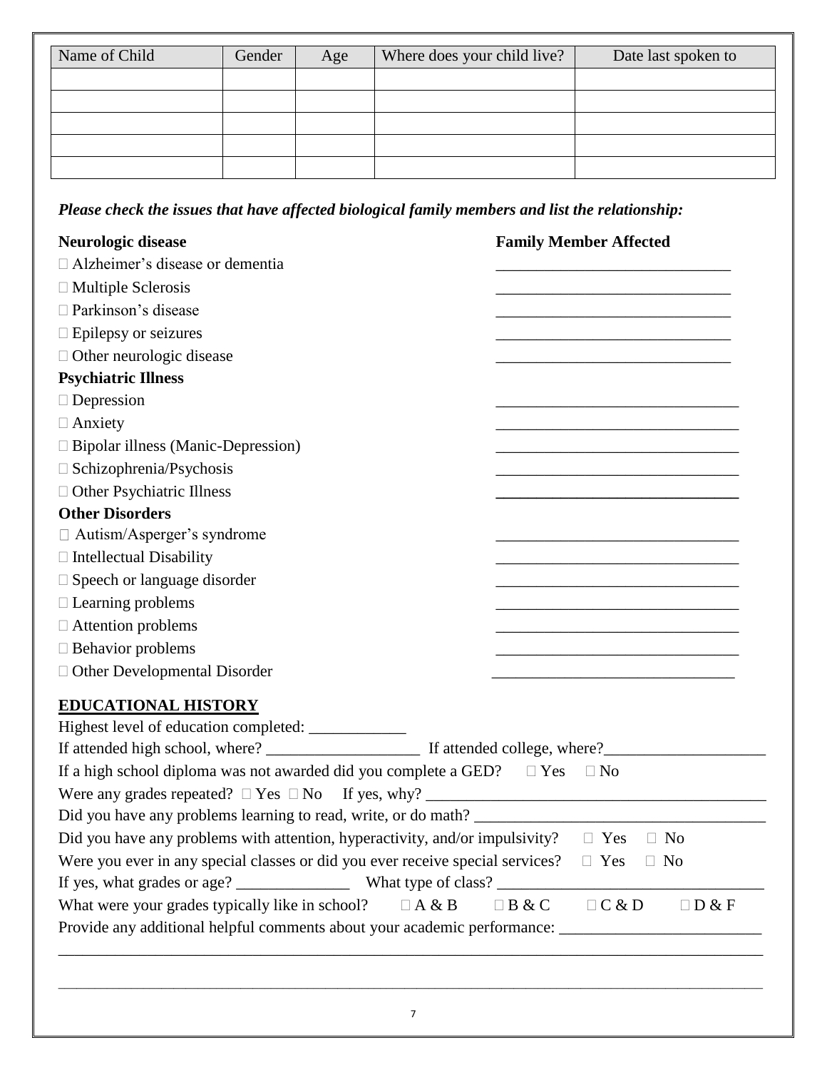| Name of Child | Gender | Age | Where does your child live? | Date last spoken to |
|---|---|---|---|---|
| | | | | |
| | | | | |
| | | | | |
| | | | | |
| | | | | |

***Please check the issues that have affected biological family members and list the relationship:***

| **Neurologic disease** | **Family Member Affected** |
|---|---|
| ☐ Alzheimer's disease or dementia | ______________________________ |
| ☐ Multiple Sclerosis | ______________________________ |
| ☐ Parkinson's disease | ______________________________ |
| ☐ Epilepsy or seizures | ______________________________ |
| ☐ Other neurologic disease | ______________________________ |
| **Psychiatric Illness** | |
| ☐ Depression | ______________________________ |
| ☐ Anxiety | ______________________________ |
| ☐ Bipolar illness (Manic-Depression) | ______________________________ |
| ☐ Schizophrenia/Psychosis | ______________________________ |
| ☐ Other Psychiatric Illness | ______________________________ |
| **Other Disorders** | |
| ☐ Autism/Asperger's syndrome | ______________________________ |
| ☐ Intellectual Disability | ______________________________ |
| ☐ Speech or language disorder | ______________________________ |
| ☐ Learning problems | ______________________________ |
| ☐ Attention problems | ______________________________ |
| ☐ Behavior problems | ______________________________ |
| ☐ Other Developmental Disorder | ______________________________ |

## EDUCATIONAL HISTORY

Highest level of education completed: ____________

If attended high school, where? ___________________ If attended college, where?____________________

If a high school diploma was not awarded did you complete a GED? ☐ Yes ☐ No

Were any grades repeated? ☐ Yes ☐ No If yes, why? ________________________________________

Did you have any problems learning to read, write, or do math? ___________________________________

Did you have any problems with attention, hyperactivity, and/or impulsivity? ☐ Yes ☐ No

Were you ever in any special classes or did you ever receive special services? ☐ Yes ☐ No

If yes, what grades or age? ______________ What type of class? ________________________________

What were your grades typically like in school? ☐ A & B ☐ B & C ☐ C & D ☐ D & F

Provide any additional helpful comments about your academic performance: _________________________

______________________________________________________________________________________

______________________________________________________________________________________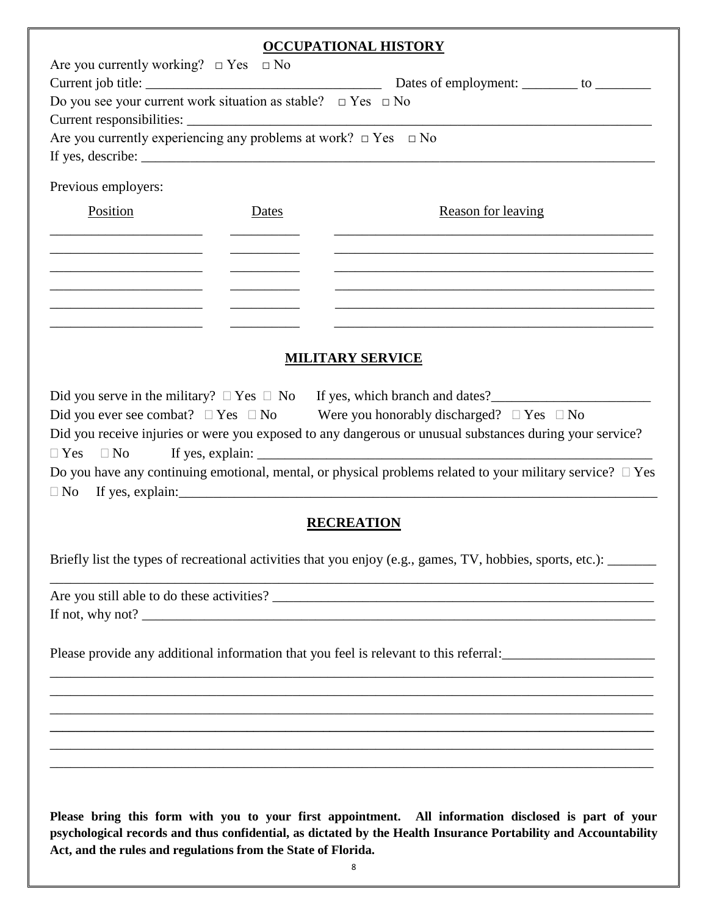## OCCUPATIONAL HISTORY

Are you currently working? □ Yes □ No

Current job title: ___________________________________ Dates of employment: ________ to ________

Do you see your current work situation as stable? □ Yes □ No

Current responsibilities: ___________________________________________________________________________

Are you currently experiencing any problems at work? □ Yes □ No

If yes, describe: ___________________________________________________________________________

Previous employers:

| Position | Dates | Reason for leaving |
|---|---|---|
| ______________________ | __________ | ________________________________________________ |
| ______________________ | __________ | ________________________________________________ |
| ______________________ | __________ | ________________________________________________ |
| ______________________ | __________ | ________________________________________________ |
| ______________________ | __________ | ________________________________________________ |
| ______________________ | __________ | ________________________________________________ |

## MILITARY SERVICE

Did you serve in the military? □ Yes □ No If yes, which branch and dates?_______________________

Did you ever see combat? □ Yes □ No Were you honorably discharged? □ Yes □ No

Did you receive injuries or were you exposed to any dangerous or unusual substances during your service?
□ Yes □ No If yes, explain: ___________________________________________________________

Do you have any continuing emotional, mental, or physical problems related to your military service? □ Yes
□ No If yes, explain:___________________________________________________________________________

## RECREATION

Briefly list the types of recreational activities that you enjoy (e.g., games, TV, hobbies, sports, etc.): _______
_____________________________________________________________________________________________

Are you still able to do these activities? ___________________________________________________________

If not, why not? ___________________________________________________________________________

Please provide any additional information that you feel is relevant to this referral:______________________
_____________________________________________________________________________________________
_____________________________________________________________________________________________
_____________________________________________________________________________________________
_____________________________________________________________________________________________
_____________________________________________________________________________________________
_____________________________________________________________________________________________

**Please bring this form with you to your first appointment. All information disclosed is part of your psychological records and thus confidential, as dictated by the Health Insurance Portability and Accountability Act, and the rules and regulations from the State of Florida.**